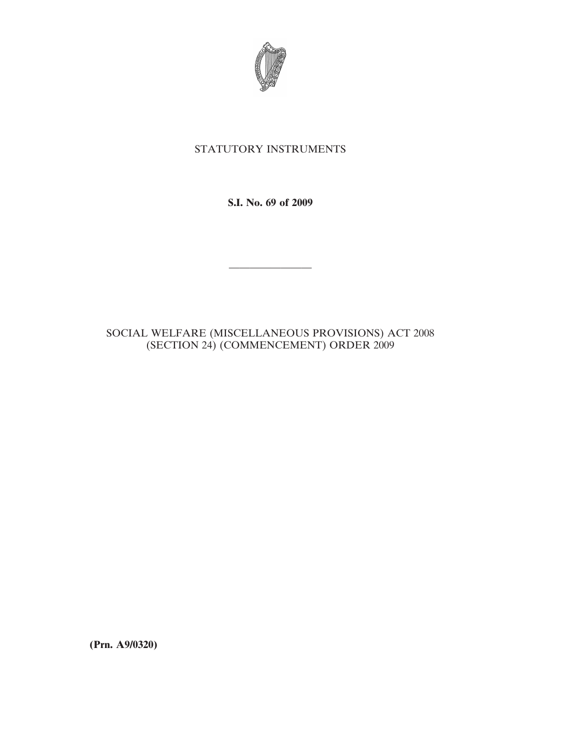STATUTORY INSTRUMENTS

**S.I. No. 69 of 2009**

---

SOCIAL WELFARE (MISCELLANEOUS PROVISIONS) ACT 2008 (SECTION 24) (COMMENCEMENT) ORDER 2009

**(Prn. A9/0320)**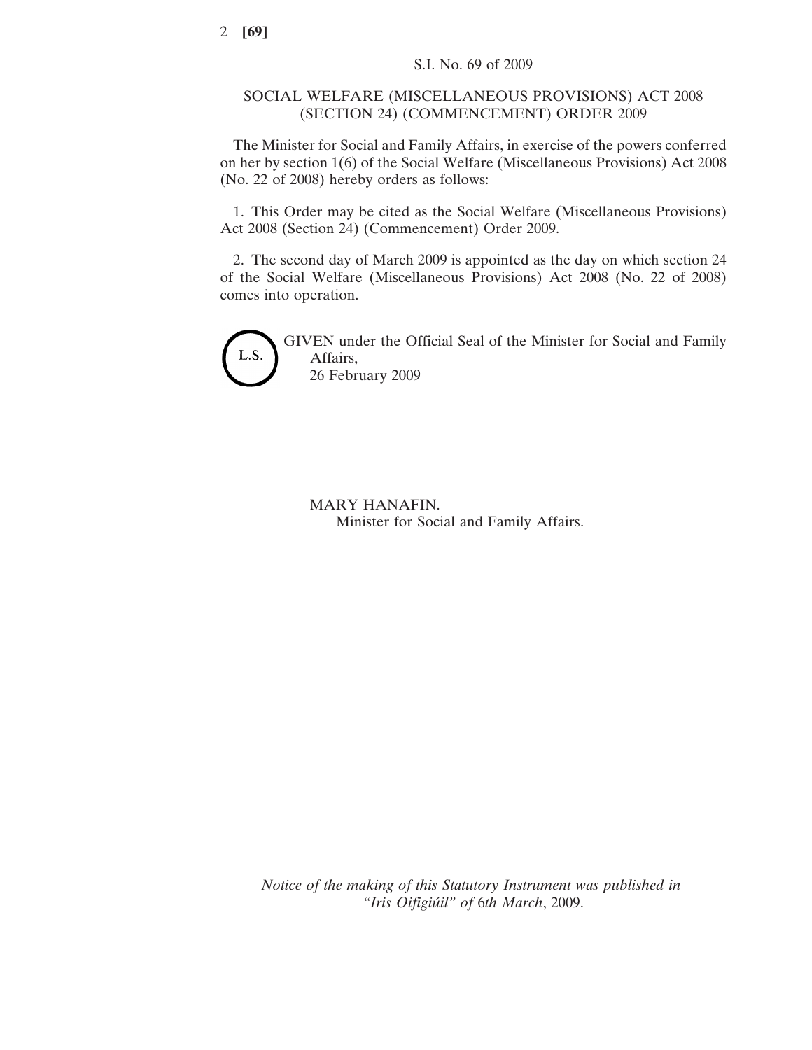S.I. No. 69 of 2009

# SOCIAL WELFARE (MISCELLANEOUS PROVISIONS) ACT 2008 (SECTION 24) (COMMENCEMENT) ORDER 2009

The Minister for Social and Family Affairs, in exercise of the powers conferred on her by section 1(6) of the Social Welfare (Miscellaneous Provisions) Act 2008 (No. 22 of 2008) hereby orders as follows:

1. This Order may be cited as the Social Welfare (Miscellaneous Provisions) Act 2008 (Section 24) (Commencement) Order 2009.

2. The second day of March 2009 is appointed as the day on which section 24 of the Social Welfare (Miscellaneous Provisions) Act 2008 (No. 22 of 2008) comes into operation.

L.S.

GIVEN under the Official Seal of the Minister for Social and Family Affairs,
26 February 2009

MARY HANAFIN.
Minister for Social and Family Affairs.

*Notice of the making of this Statutory Instrument was published in "Iris Oifigiúil" of 6th March, 2009.*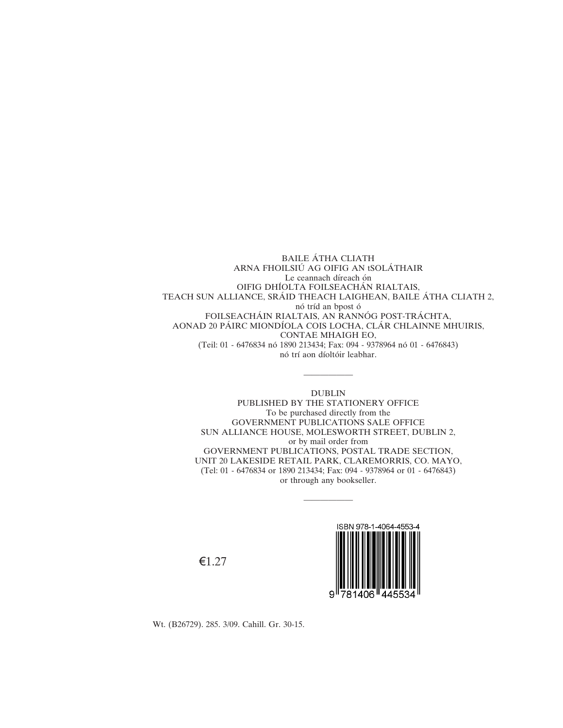BAILE ÁTHA CLIATH
ARNA FHOILSIÚ AG OIFIG AN tSOLÁTHAIR
Le ceannach díreach ón
OIFIG DHÍOLTA FOILSEACHÁN RIALTAIS,
TEACH SUN ALLIANCE, SRÁID THEACH LAIGHEAN, BAILE ÁTHA CLIATH 2,
nó tríd an bpost ó
FOILSEACHÁIN RIALTAIS, AN RANNÓG POST-TRÁCHTA,
AONAD 20 PÁIRC MIONDÍOLA COIS LOCHA, CLÁR CHLAINNE MHUIRIS,
CONTAE MHAIGH EO,
(Teil: 01 - 6476834 nó 1890 213434; Fax: 094 - 9378964 nó 01 - 6476843)
nó trí aon díoltóir leabhar.

---

DUBLIN
PUBLISHED BY THE STATIONERY OFFICE
To be purchased directly from the
GOVERNMENT PUBLICATIONS SALE OFFICE
SUN ALLIANCE HOUSE, MOLESWORTH STREET, DUBLIN 2,
or by mail order from
GOVERNMENT PUBLICATIONS, POSTAL TRADE SECTION,
UNIT 20 LAKESIDE RETAIL PARK, CLAREMORRIS, CO. MAYO,
(Tel: 01 - 6476834 or 1890 213434; Fax: 094 - 9378964 or 01 - 6476843)
or through any bookseller.

---

€1.27

ISBN 978-1-4064-4553-4

9 781406 445534

Wt. (B26729). 285. 3/09. Cahill. Gr. 30-15.